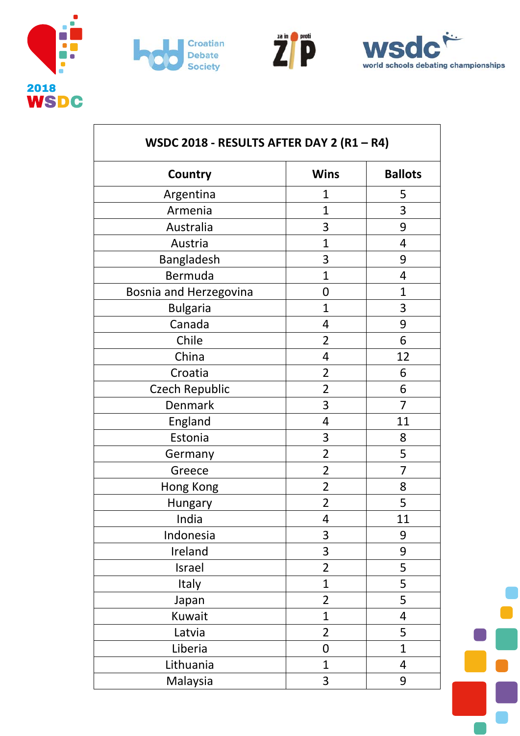| WSDC 2018 - RESULTS AFTER DAY 2 (R1 – R4) | | |
|---|---|---|
| **Country** | **Wins** | **Ballots** |
| Argentina | 1 | 5 |
| Armenia | 1 | 3 |
| Australia | 3 | 9 |
| Austria | 1 | 4 |
| Bangladesh | 3 | 9 |
| Bermuda | 1 | 4 |
| Bosnia and Herzegovina | 0 | 1 |
| Bulgaria | 1 | 3 |
| Canada | 4 | 9 |
| Chile | 2 | 6 |
| China | 4 | 12 |
| Croatia | 2 | 6 |
| Czech Republic | 2 | 6 |
| Denmark | 3 | 7 |
| England | 4 | 11 |
| Estonia | 3 | 8 |
| Germany | 2 | 5 |
| Greece | 2 | 7 |
| Hong Kong | 2 | 8 |
| Hungary | 2 | 5 |
| India | 4 | 11 |
| Indonesia | 3 | 9 |
| Ireland | 3 | 9 |
| Israel | 2 | 5 |
| Italy | 1 | 5 |
| Japan | 2 | 5 |
| Kuwait | 1 | 4 |
| Latvia | 2 | 5 |
| Liberia | 0 | 1 |
| Lithuania | 1 | 4 |
| Malaysia | 3 | 9 |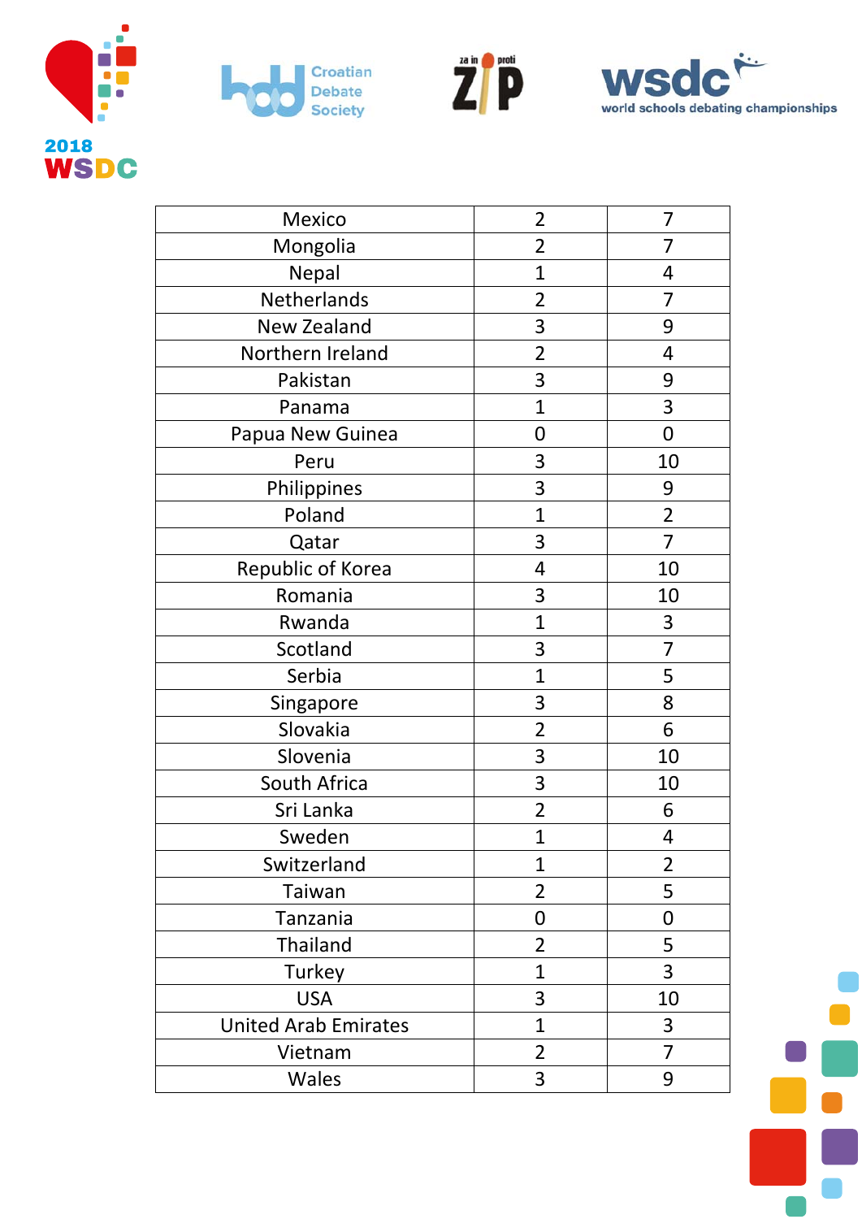| | | |
|---|---|---|
| Mexico | 2 | 7 |
| Mongolia | 2 | 7 |
| Nepal | 1 | 4 |
| Netherlands | 2 | 7 |
| New Zealand | 3 | 9 |
| Northern Ireland | 2 | 4 |
| Pakistan | 3 | 9 |
| Panama | 1 | 3 |
| Papua New Guinea | 0 | 0 |
| Peru | 3 | 10 |
| Philippines | 3 | 9 |
| Poland | 1 | 2 |
| Qatar | 3 | 7 |
| Republic of Korea | 4 | 10 |
| Romania | 3 | 10 |
| Rwanda | 1 | 3 |
| Scotland | 3 | 7 |
| Serbia | 1 | 5 |
| Singapore | 3 | 8 |
| Slovakia | 2 | 6 |
| Slovenia | 3 | 10 |
| South Africa | 3 | 10 |
| Sri Lanka | 2 | 6 |
| Sweden | 1 | 4 |
| Switzerland | 1 | 2 |
| Taiwan | 2 | 5 |
| Tanzania | 0 | 0 |
| Thailand | 2 | 5 |
| Turkey | 1 | 3 |
| USA | 3 | 10 |
| United Arab Emirates | 1 | 3 |
| Vietnam | 2 | 7 |
| Wales | 3 | 9 |